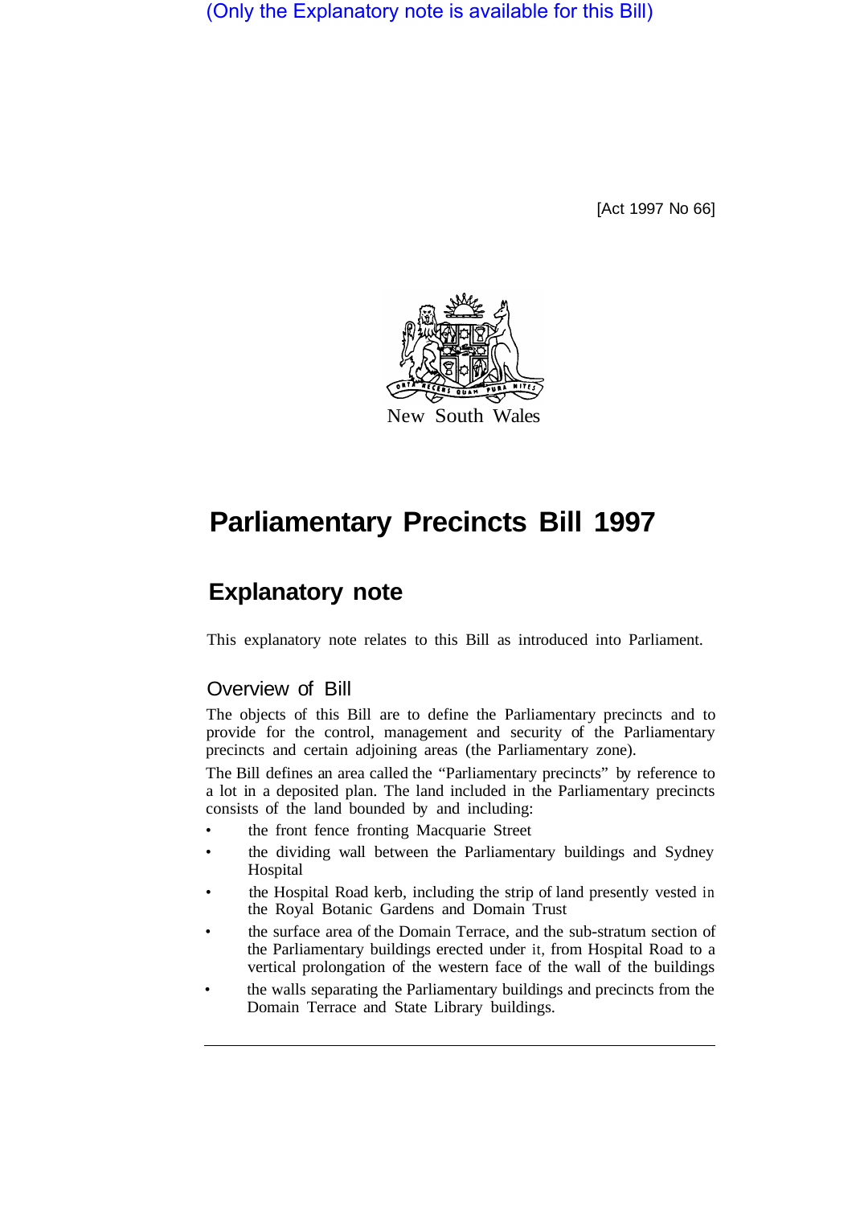(Only the Explanatory note is available for this Bill)

[Act 1997 No 66]

New South Wales

# Parliamentary Precincts Bill 1997

## Explanatory note

This explanatory note relates to this Bill as introduced into Parliament.

### Overview of Bill

The objects of this Bill are to define the Parliamentary precincts and to provide for the control, management and security of the Parliamentary precincts and certain adjoining areas (the Parliamentary zone).

The Bill defines an area called the "Parliamentary precincts" by reference to a lot in a deposited plan. The land included in the Parliamentary precincts consists of the land bounded by and including:

- the front fence fronting Macquarie Street
- the dividing wall between the Parliamentary buildings and Sydney Hospital
- the Hospital Road kerb, including the strip of land presently vested in the Royal Botanic Gardens and Domain Trust
- the surface area of the Domain Terrace, and the sub-stratum section of the Parliamentary buildings erected under it, from Hospital Road to a vertical prolongation of the western face of the wall of the buildings
- the walls separating the Parliamentary buildings and precincts from the Domain Terrace and State Library buildings.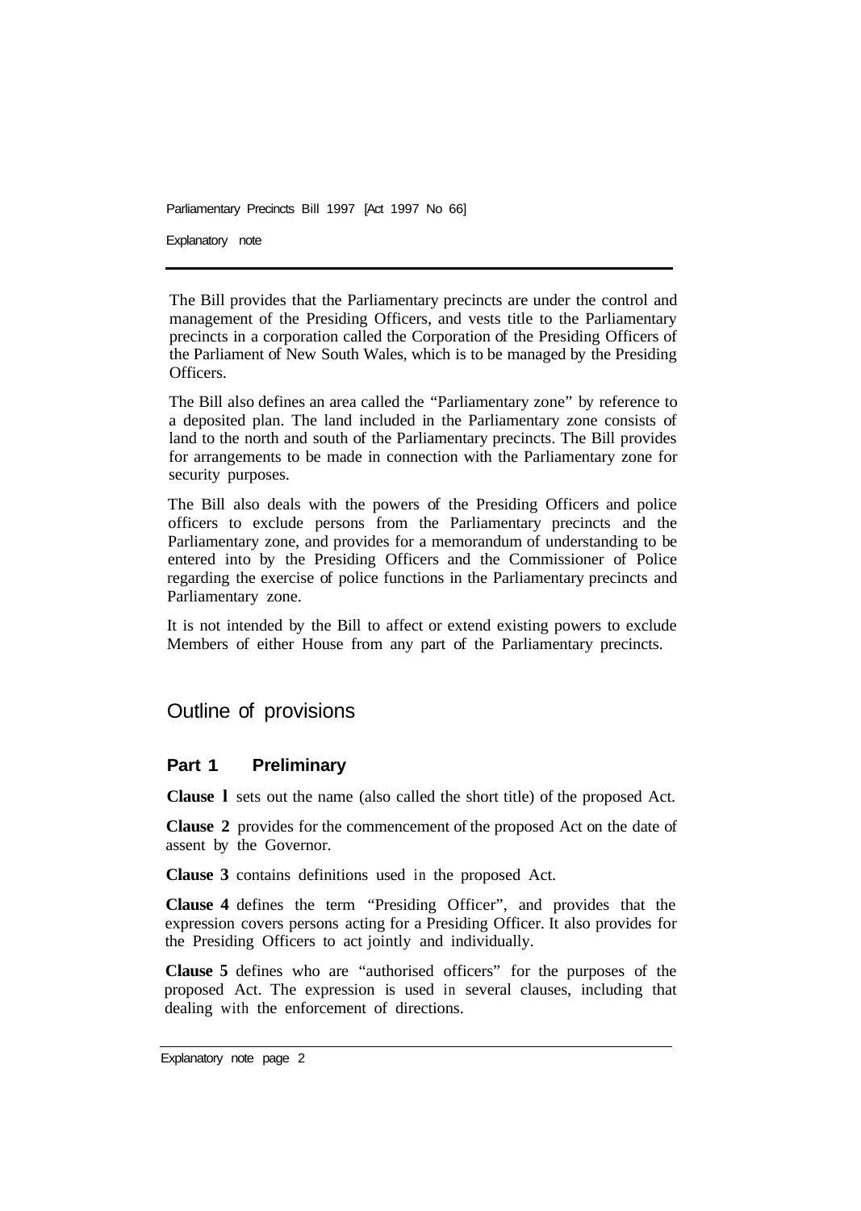The Bill provides that the Parliamentary precincts are under the control and management of the Presiding Officers, and vests title to the Parliamentary precincts in a corporation called the Corporation of the Presiding Officers of the Parliament of New South Wales, which is to be managed by the Presiding Officers.

The Bill also defines an area called the "Parliamentary zone" by reference to a deposited plan. The land included in the Parliamentary zone consists of land to the north and south of the Parliamentary precincts. The Bill provides for arrangements to be made in connection with the Parliamentary zone for security purposes.

The Bill also deals with the powers of the Presiding Officers and police officers to exclude persons from the Parliamentary precincts and the Parliamentary zone, and provides for a memorandum of understanding to be entered into by the Presiding Officers and the Commissioner of Police regarding the exercise of police functions in the Parliamentary precincts and Parliamentary zone.

It is not intended by the Bill to affect or extend existing powers to exclude Members of either House from any part of the Parliamentary precincts.

## Outline of provisions

### Part 1 Preliminary

**Clause 1** sets out the name (also called the short title) of the proposed Act.

**Clause 2** provides for the commencement of the proposed Act on the date of assent by the Governor.

**Clause 3** contains definitions used in the proposed Act.

**Clause 4** defines the term "Presiding Officer", and provides that the expression covers persons acting for a Presiding Officer. It also provides for the Presiding Officers to act jointly and individually.

**Clause 5** defines who are "authorised officers" for the purposes of the proposed Act. The expression is used in several clauses, including that dealing with the enforcement of directions.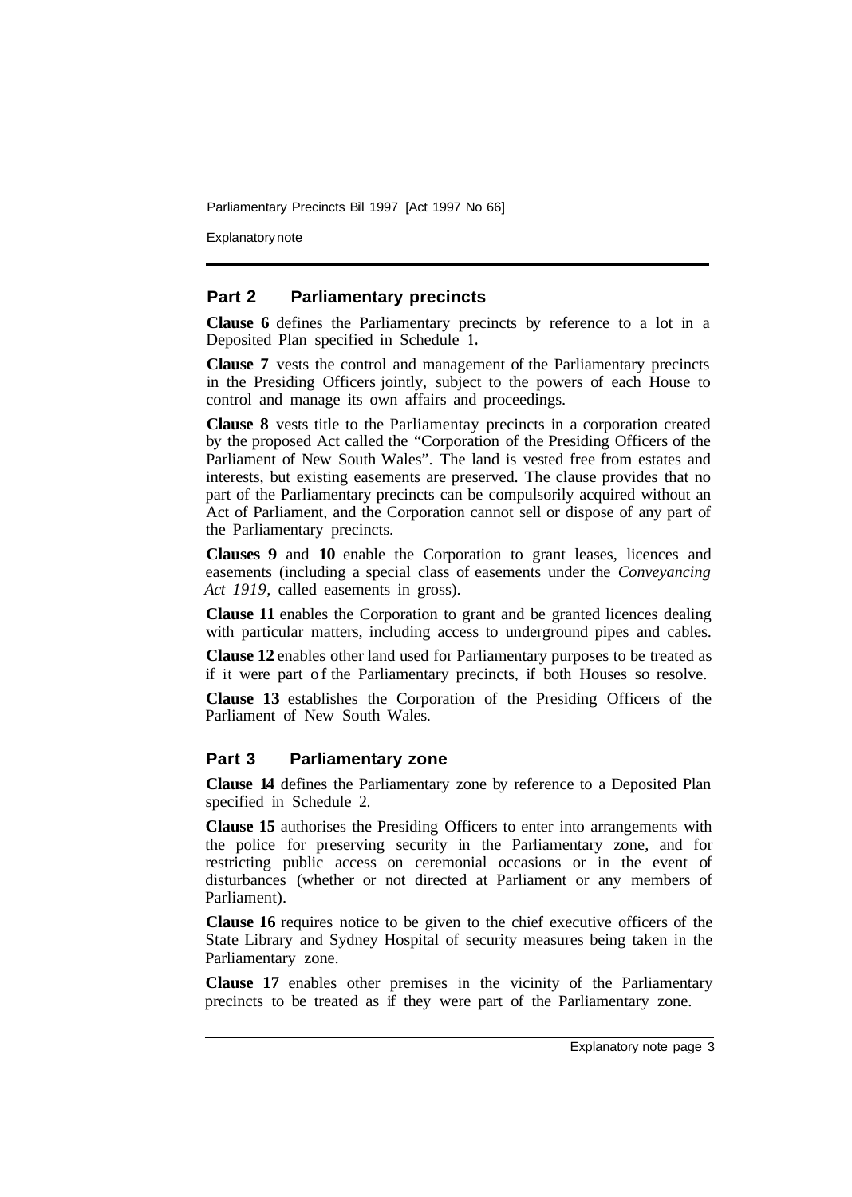## Part 2 Parliamentary precincts

**Clause 6** defines the Parliamentary precincts by reference to a lot in a Deposited Plan specified in Schedule 1.

**Clause 7** vests the control and management of the Parliamentary precincts in the Presiding Officers jointly, subject to the powers of each House to control and manage its own affairs and proceedings.

**Clause 8** vests title to the Parliamentay precincts in a corporation created by the proposed Act called the "Corporation of the Presiding Officers of the Parliament of New South Wales". The land is vested free from estates and interests, but existing easements are preserved. The clause provides that no part of the Parliamentary precincts can be compulsorily acquired without an Act of Parliament, and the Corporation cannot sell or dispose of any part of the Parliamentary precincts.

**Clauses 9** and **10** enable the Corporation to grant leases, licences and easements (including a special class of easements under the *Conveyancing Act 1919,* called easements in gross).

**Clause 11** enables the Corporation to grant and be granted licences dealing with particular matters, including access to underground pipes and cables.

**Clause 12** enables other land used for Parliamentary purposes to be treated as if it were part of the Parliamentary precincts, if both Houses so resolve.

**Clause 13** establishes the Corporation of the Presiding Officers of the Parliament of New South Wales.

## Part 3 Parliamentary zone

**Clause 14** defines the Parliamentary zone by reference to a Deposited Plan specified in Schedule 2.

**Clause 15** authorises the Presiding Officers to enter into arrangements with the police for preserving security in the Parliamentary zone, and for restricting public access on ceremonial occasions or in the event of disturbances (whether or not directed at Parliament or any members of Parliament).

**Clause 16** requires notice to be given to the chief executive officers of the State Library and Sydney Hospital of security measures being taken in the Parliamentary zone.

**Clause 17** enables other premises in the vicinity of the Parliamentary precincts to be treated as if they were part of the Parliamentary zone.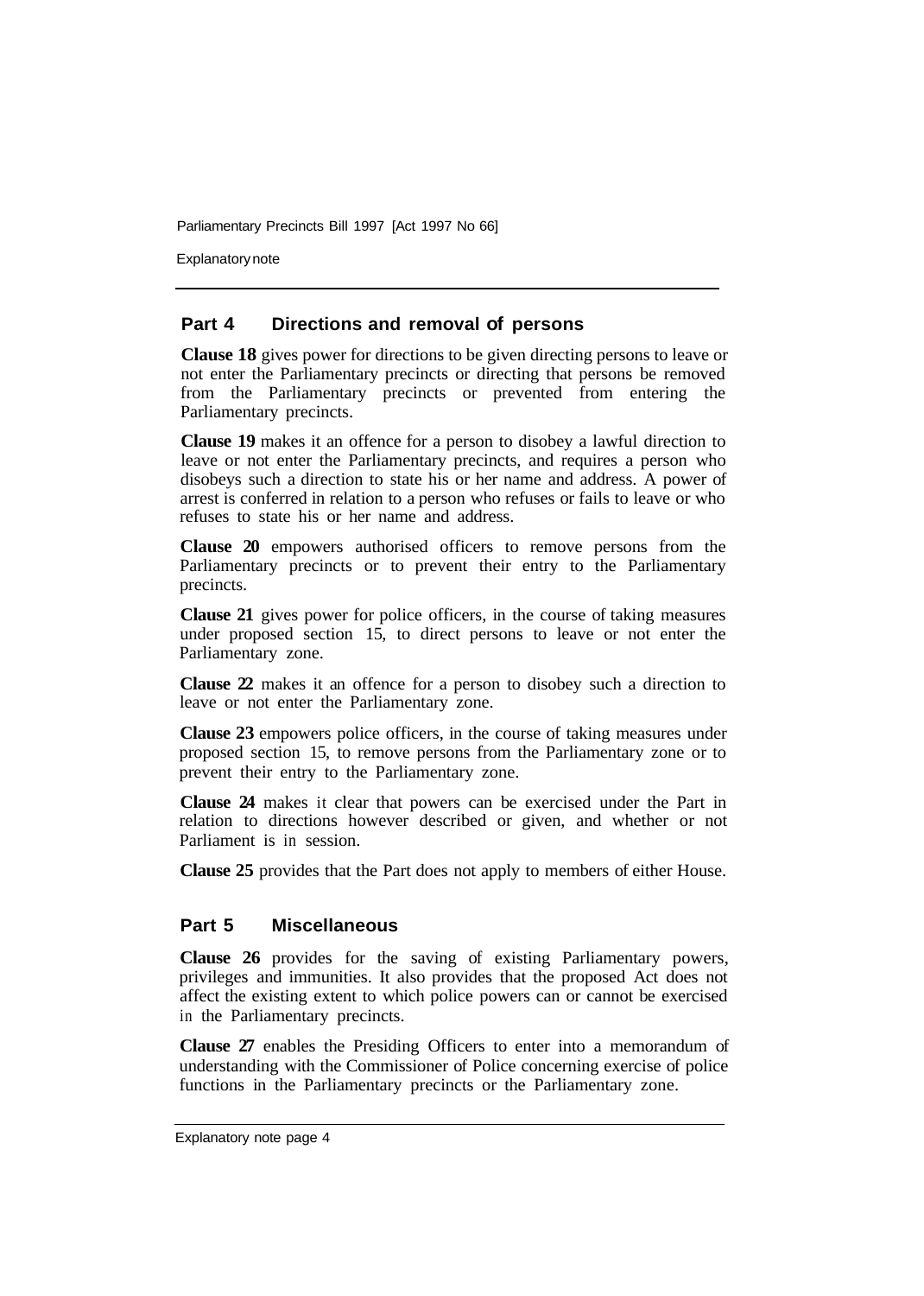## Part 4 Directions and removal of persons

**Clause 18** gives power for directions to be given directing persons to leave or not enter the Parliamentary precincts or directing that persons be removed from the Parliamentary precincts or prevented from entering the Parliamentary precincts.

**Clause 19** makes it an offence for a person to disobey a lawful direction to leave or not enter the Parliamentary precincts, and requires a person who disobeys such a direction to state his or her name and address. A power of arrest is conferred in relation to a person who refuses or fails to leave or who refuses to state his or her name and address.

**Clause 20** empowers authorised officers to remove persons from the Parliamentary precincts or to prevent their entry to the Parliamentary precincts.

**Clause 21** gives power for police officers, in the course of taking measures under proposed section 15, to direct persons to leave or not enter the Parliamentary zone.

**Clause 22** makes it an offence for a person to disobey such a direction to leave or not enter the Parliamentary zone.

**Clause 23** empowers police officers, in the course of taking measures under proposed section 15, to remove persons from the Parliamentary zone or to prevent their entry to the Parliamentary zone.

**Clause 24** makes it clear that powers can be exercised under the Part in relation to directions however described or given, and whether or not Parliament is in session.

**Clause 25** provides that the Part does not apply to members of either House.

## Part 5 Miscellaneous

**Clause 26** provides for the saving of existing Parliamentary powers, privileges and immunities. It also provides that the proposed Act does not affect the existing extent to which police powers can or cannot be exercised in the Parliamentary precincts.

**Clause 27** enables the Presiding Officers to enter into a memorandum of understanding with the Commissioner of Police concerning exercise of police functions in the Parliamentary precincts or the Parliamentary zone.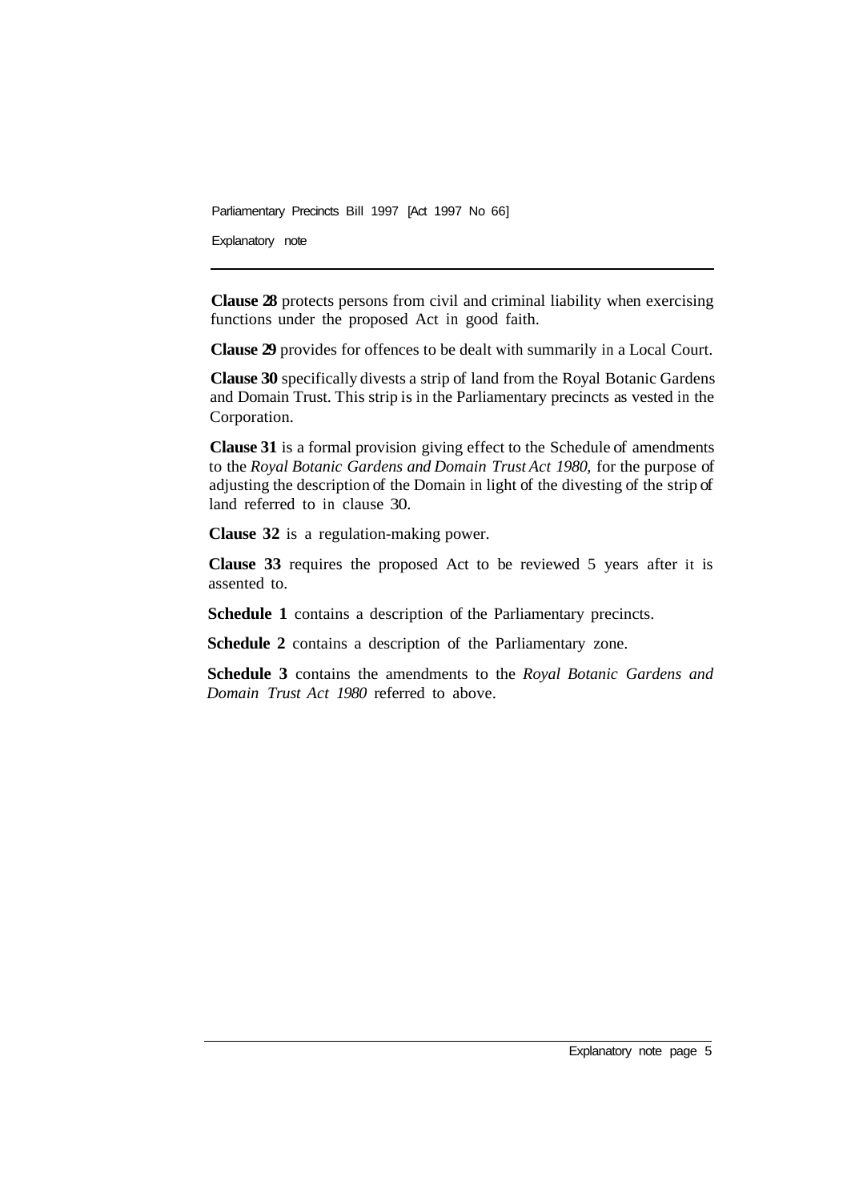**Clause 28** protects persons from civil and criminal liability when exercising functions under the proposed Act in good faith.

**Clause 29** provides for offences to be dealt with summarily in a Local Court.

**Clause 30** specifically divests a strip of land from the Royal Botanic Gardens and Domain Trust. This strip is in the Parliamentary precincts as vested in the Corporation.

**Clause 31** is a formal provision giving effect to the Schedule of amendments to the *Royal Botanic Gardens and Domain Trust Act 1980,* for the purpose of adjusting the description of the Domain in light of the divesting of the strip of land referred to in clause 30.

**Clause 32** is a regulation-making power.

**Clause 33** requires the proposed Act to be reviewed 5 years after it is assented to.

**Schedule 1** contains a description of the Parliamentary precincts.

**Schedule 2** contains a description of the Parliamentary zone.

**Schedule 3** contains the amendments to the *Royal Botanic Gardens and Domain Trust Act 1980* referred to above.